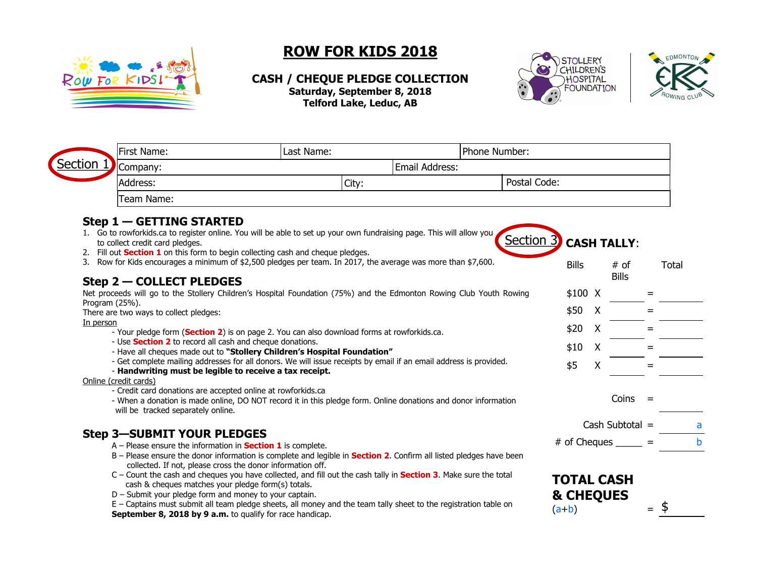# ROW FOR KIDS 2018

## CASH / CHEQUE PLEDGE COLLECTION

**Saturday, September 8, 2018**
**Telford Lake, Leduc, AB**

Section 1

| First Name: | Last Name: | Phone Number: |
|---|---|---|
| Company: | Email Address: | |
| Address: | City: | Postal Code: |
| Team Name: | | |

## Step 1 — GETTING STARTED

1. Go to rowforkids.ca to register online. You will be able to set up your own fundraising page. This will allow you to collect credit card pledges.
2. Fill out **Section 1** on this form to begin collecting cash and cheque pledges.
3. Row for Kids encourages a minimum of $2,500 pledges per team. In 2017, the average was more than $7,600.

## Step 2 — COLLECT PLEDGES

Net proceeds will go to the Stollery Children's Hospital Foundation (75%) and the Edmonton Rowing Club Youth Rowing Program (25%).
There are two ways to collect pledges:

In person

- Your pledge form (**Section 2**) is on page 2. You can also download forms at rowforkids.ca.
- Use **Section 2** to record all cash and cheque donations.
- Have all cheques made out to **"Stollery Children's Hospital Foundation"**
- Get complete mailing addresses for all donors. We will issue receipts by email if an email address is provided.
- **Handwriting must be legible to receive a tax receipt.**

Online (credit cards)

- Credit card donations are accepted online at rowforkids.ca
- When a donation is made online, DO NOT record it in this pledge form. Online donations and donor information will be tracked separately online.

## Step 3—SUBMIT YOUR PLEDGES

A – Please ensure the information in **Section 1** is complete.
B – Please ensure the donor information is complete and legible in **Section 2**. Confirm all listed pledges have been collected. If not, please cross the donor information off.
C – Count the cash and cheques you have collected, and fill out the cash tally in **Section 3**. Make sure the total cash & cheques matches your pledge form(s) totals.
D – Submit your pledge form and money to your captain.
E – Captains must submit all team pledge sheets, all money and the team tally sheet to the registration table on **September 8, 2018 by 9 a.m.** to qualify for race handicap.

Section 3

## CASH TALLY:

| Bills | | # of Bills | | Total |
|---|---|---|---|---|
| $100 | X | | = | |
| $50 | X | | = | |
| $20 | X | | = | |
| $10 | X | | = | |
| $5 | X | | = | |
| | | Coins | = | |
| | | Cash Subtotal | = | a |
| # of Cheques _____ | | | = | b |

**TOTAL CASH & CHEQUES**
(a+b) = $ ______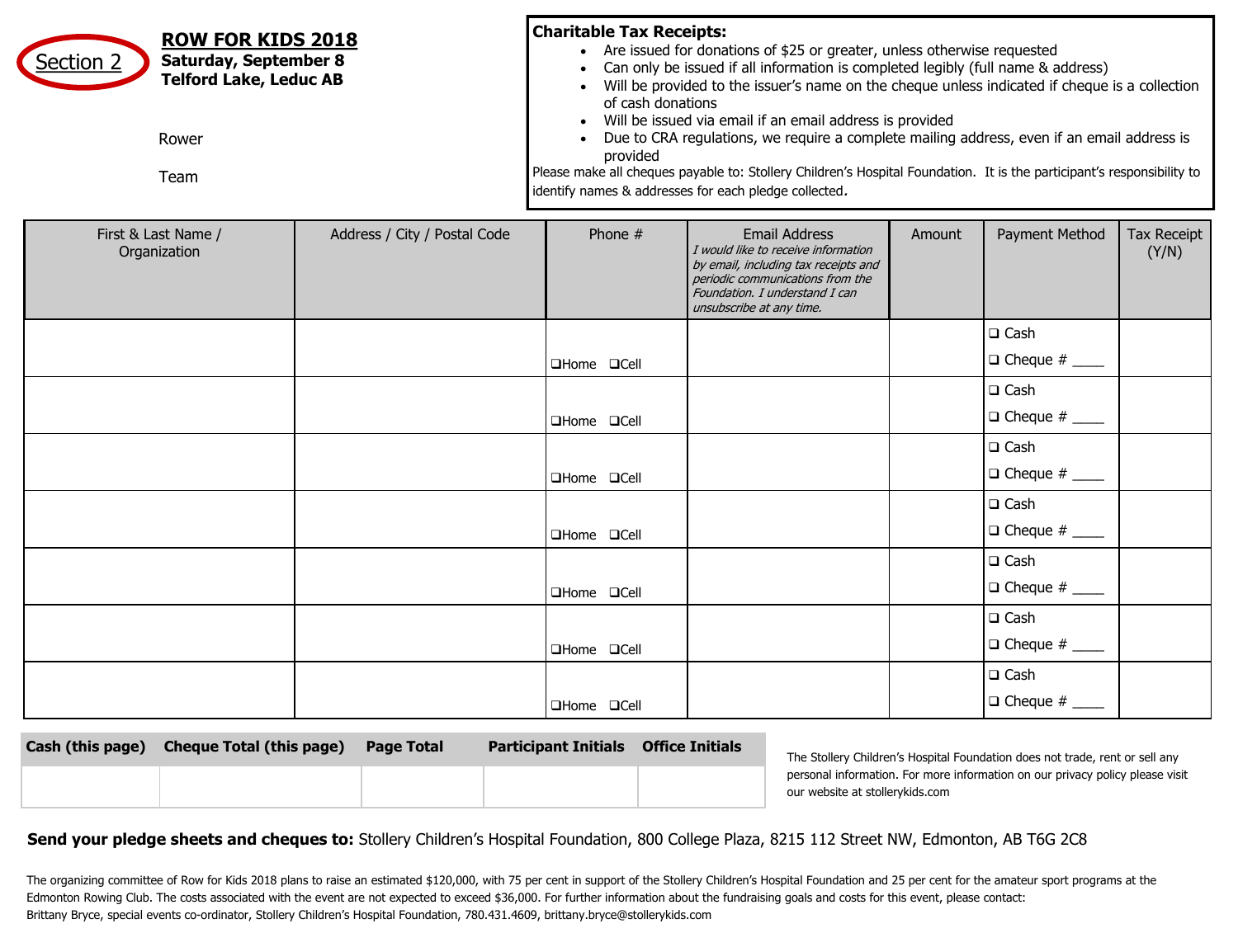Section 2

## ROW FOR KIDS 2018

**Saturday, September 8**
**Telford Lake, Leduc AB**

Rower

Team

**Charitable Tax Receipts:**

- Are issued for donations of $25 or greater, unless otherwise requested
- Can only be issued if all information is completed legibly (full name & address)
- Will be provided to the issuer's name on the cheque unless indicated if cheque is a collection of cash donations
- Will be issued via email if an email address is provided
- Due to CRA regulations, we require a complete mailing address, even if an email address is provided

Please make all cheques payable to: Stollery Children's Hospital Foundation. It is the participant's responsibility to identify names & addresses for each pledge collected.

| First & Last Name / Organization | Address / City / Postal Code | Phone # | Email Address *I would like to receive information by email, including tax receipts and periodic communications from the Foundation. I understand I can unsubscribe at any time.* | Amount | Payment Method | Tax Receipt (Y/N) |
|---|---|---|---|---|---|---|
| | | ❑Home ❑Cell | | | ❑ Cash ❑ Cheque # ____ | |
| | | ❑Home ❑Cell | | | ❑ Cash ❑ Cheque # ____ | |
| | | ❑Home ❑Cell | | | ❑ Cash ❑ Cheque # ____ | |
| | | ❑Home ❑Cell | | | ❑ Cash ❑ Cheque # ____ | |
| | | ❑Home ❑Cell | | | ❑ Cash ❑ Cheque # ____ | |
| | | ❑Home ❑Cell | | | ❑ Cash ❑ Cheque # ____ | |
| | | ❑Home ❑Cell | | | ❑ Cash ❑ Cheque # ____ | |

| Cash (this page) | Cheque Total (this page) | Page Total | Participant Initials | Office Initials |
|---|---|---|---|---|
| | | | | |

The Stollery Children's Hospital Foundation does not trade, rent or sell any personal information. For more information on our privacy policy please visit our website at stollerykids.com

**Send your pledge sheets and cheques to:** Stollery Children's Hospital Foundation, 800 College Plaza, 8215 112 Street NW, Edmonton, AB T6G 2C8

The organizing committee of Row for Kids 2018 plans to raise an estimated $120,000, with 75 per cent in support of the Stollery Children's Hospital Foundation and 25 per cent for the amateur sport programs at the Edmonton Rowing Club. The costs associated with the event are not expected to exceed $36,000. For further information about the fundraising goals and costs for this event, please contact:
Brittany Bryce, special events co-ordinator, Stollery Children's Hospital Foundation, 780.431.4609, brittany.bryce@stollerykids.com